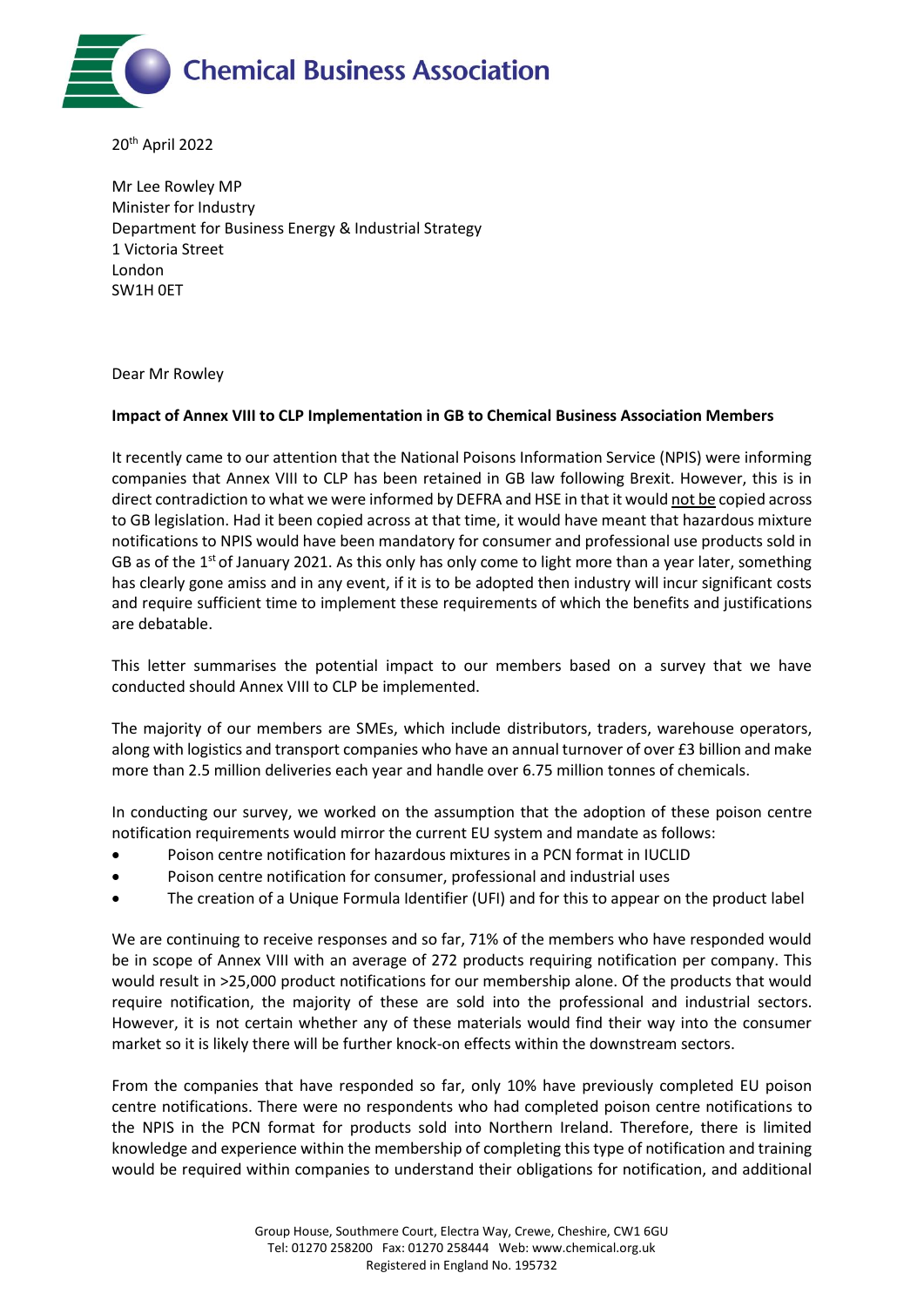Chemical Business Association

20th April 2022

Mr Lee Rowley MP
Minister for Industry
Department for Business Energy & Industrial Strategy
1 Victoria Street
London
SW1H 0ET

Dear Mr Rowley

**Impact of Annex VIII to CLP Implementation in GB to Chemical Business Association Members**

It recently came to our attention that the National Poisons Information Service (NPIS) were informing companies that Annex VIII to CLP has been retained in GB law following Brexit. However, this is in direct contradiction to what we were informed by DEFRA and HSE in that it would not be copied across to GB legislation. Had it been copied across at that time, it would have meant that hazardous mixture notifications to NPIS would have been mandatory for consumer and professional use products sold in GB as of the 1st of January 2021. As this only has only come to light more than a year later, something has clearly gone amiss and in any event, if it is to be adopted then industry will incur significant costs and require sufficient time to implement these requirements of which the benefits and justifications are debatable.

This letter summarises the potential impact to our members based on a survey that we have conducted should Annex VIII to CLP be implemented.

The majority of our members are SMEs, which include distributors, traders, warehouse operators, along with logistics and transport companies who have an annual turnover of over £3 billion and make more than 2.5 million deliveries each year and handle over 6.75 million tonnes of chemicals.

In conducting our survey, we worked on the assumption that the adoption of these poison centre notification requirements would mirror the current EU system and mandate as follows:

- Poison centre notification for hazardous mixtures in a PCN format in IUCLID
- Poison centre notification for consumer, professional and industrial uses
- The creation of a Unique Formula Identifier (UFI) and for this to appear on the product label

We are continuing to receive responses and so far, 71% of the members who have responded would be in scope of Annex VIII with an average of 272 products requiring notification per company. This would result in >25,000 product notifications for our membership alone. Of the products that would require notification, the majority of these are sold into the professional and industrial sectors. However, it is not certain whether any of these materials would find their way into the consumer market so it is likely there will be further knock-on effects within the downstream sectors.

From the companies that have responded so far, only 10% have previously completed EU poison centre notifications. There were no respondents who had completed poison centre notifications to the NPIS in the PCN format for products sold into Northern Ireland. Therefore, there is limited knowledge and experience within the membership of completing this type of notification and training would be required within companies to understand their obligations for notification, and additional

Group House, Southmere Court, Electra Way, Crewe, Cheshire, CW1 6GU
Tel: 01270 258200 Fax: 01270 258444 Web: www.chemical.org.uk
Registered in England No. 195732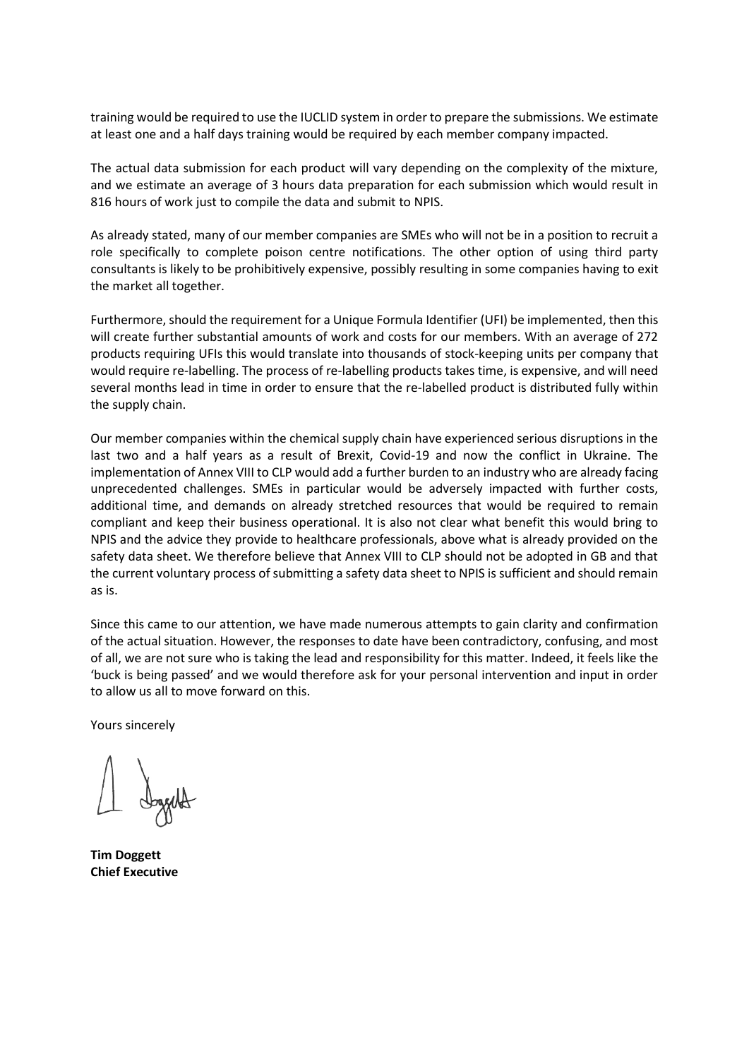training would be required to use the IUCLID system in order to prepare the submissions. We estimate at least one and a half days training would be required by each member company impacted.

The actual data submission for each product will vary depending on the complexity of the mixture, and we estimate an average of 3 hours data preparation for each submission which would result in 816 hours of work just to compile the data and submit to NPIS.

As already stated, many of our member companies are SMEs who will not be in a position to recruit a role specifically to complete poison centre notifications. The other option of using third party consultants is likely to be prohibitively expensive, possibly resulting in some companies having to exit the market all together.

Furthermore, should the requirement for a Unique Formula Identifier (UFI) be implemented, then this will create further substantial amounts of work and costs for our members. With an average of 272 products requiring UFIs this would translate into thousands of stock-keeping units per company that would require re-labelling. The process of re-labelling products takes time, is expensive, and will need several months lead in time in order to ensure that the re-labelled product is distributed fully within the supply chain.

Our member companies within the chemical supply chain have experienced serious disruptions in the last two and a half years as a result of Brexit, Covid-19 and now the conflict in Ukraine. The implementation of Annex VIII to CLP would add a further burden to an industry who are already facing unprecedented challenges. SMEs in particular would be adversely impacted with further costs, additional time, and demands on already stretched resources that would be required to remain compliant and keep their business operational. It is also not clear what benefit this would bring to NPIS and the advice they provide to healthcare professionals, above what is already provided on the safety data sheet. We therefore believe that Annex VIII to CLP should not be adopted in GB and that the current voluntary process of submitting a safety data sheet to NPIS is sufficient and should remain as is.

Since this came to our attention, we have made numerous attempts to gain clarity and confirmation of the actual situation. However, the responses to date have been contradictory, confusing, and most of all, we are not sure who is taking the lead and responsibility for this matter. Indeed, it feels like the 'buck is being passed' and we would therefore ask for your personal intervention and input in order to allow us all to move forward on this.

Yours sincerely

**Tim Doggett**
**Chief Executive**